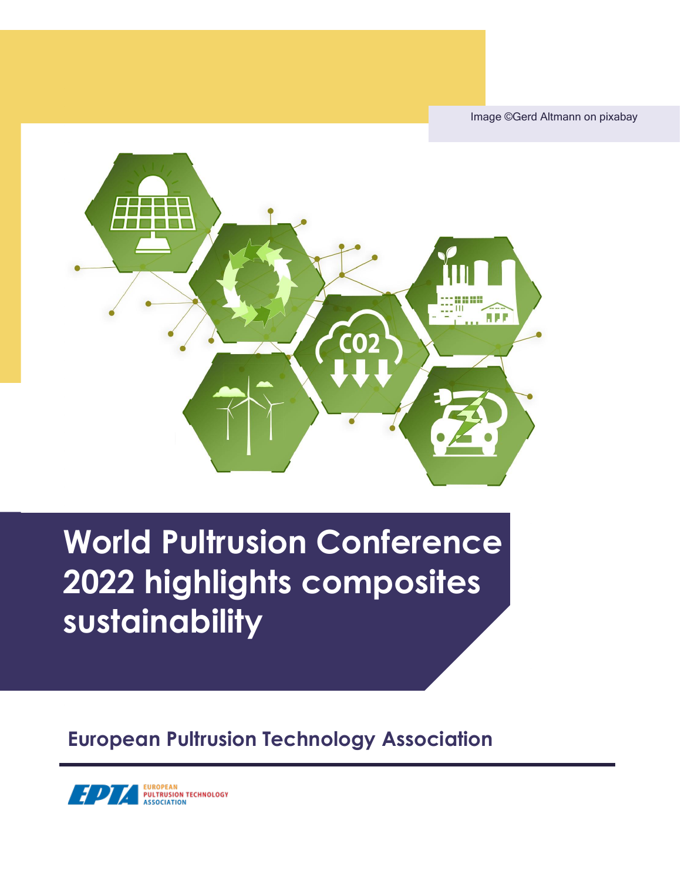Image ©Gerd Altmann on pixabay

# World Pultrusion Conference 2022 highlights composites sustainability

## European Pultrusion Technology Association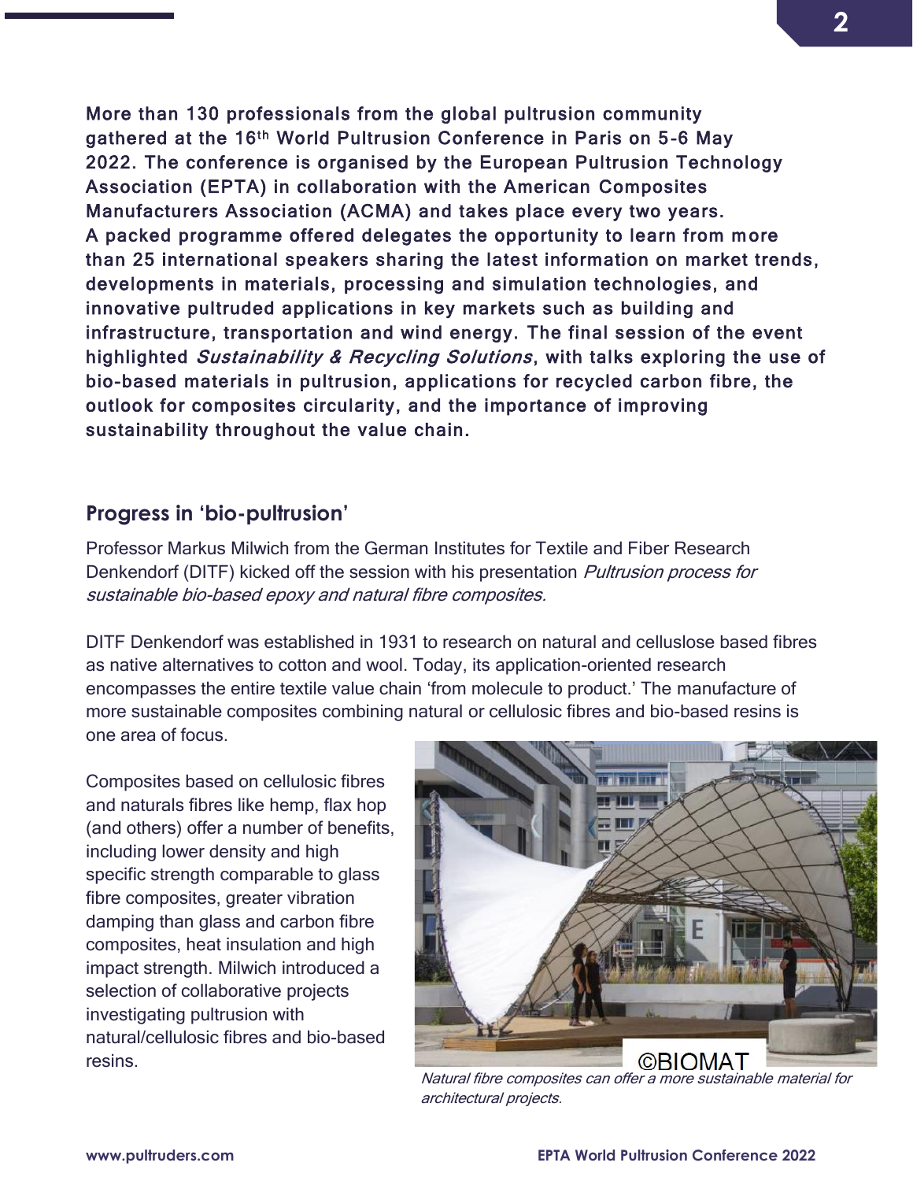**More than 130 professionals from the global pultrusion community gathered at the 16th World Pultrusion Conference in Paris on 5-6 May 2022. The conference is organised by the European Pultrusion Technology Association (EPTA) in collaboration with the American Composites Manufacturers Association (ACMA) and takes place every two years. A packed programme offered delegates the opportunity to learn from more than 25 international speakers sharing the latest information on market trends, developments in materials, processing and simulation technologies, and innovative pultruded applications in key markets such as building and infrastructure, transportation and wind energy. The final session of the event highlighted *Sustainability & Recycling Solutions*, with talks exploring the use of bio-based materials in pultrusion, applications for recycled carbon fibre, the outlook for composites circularity, and the importance of improving sustainability throughout the value chain.**

## Progress in 'bio-pultrusion'

Professor Markus Milwich from the German Institutes for Textile and Fiber Research Denkendorf (DITF) kicked off the session with his presentation *Pultrusion process for sustainable bio-based epoxy and natural fibre composites.*

DITF Denkendorf was established in 1931 to research on natural and celluslose based fibres as native alternatives to cotton and wool. Today, its application-oriented research encompasses the entire textile value chain 'from molecule to product.' The manufacture of more sustainable composites combining natural or cellulosic fibres and bio-based resins is one area of focus.

Composites based on cellulosic fibres and naturals fibres like hemp, flax hop (and others) offer a number of benefits, including lower density and high specific strength comparable to glass fibre composites, greater vibration damping than glass and carbon fibre composites, heat insulation and high impact strength. Milwich introduced a selection of collaborative projects investigating pultrusion with natural/cellulosic fibres and bio-based resins.

©BIOMAT

*Natural fibre composites can offer a more sustainable material for architectural projects.*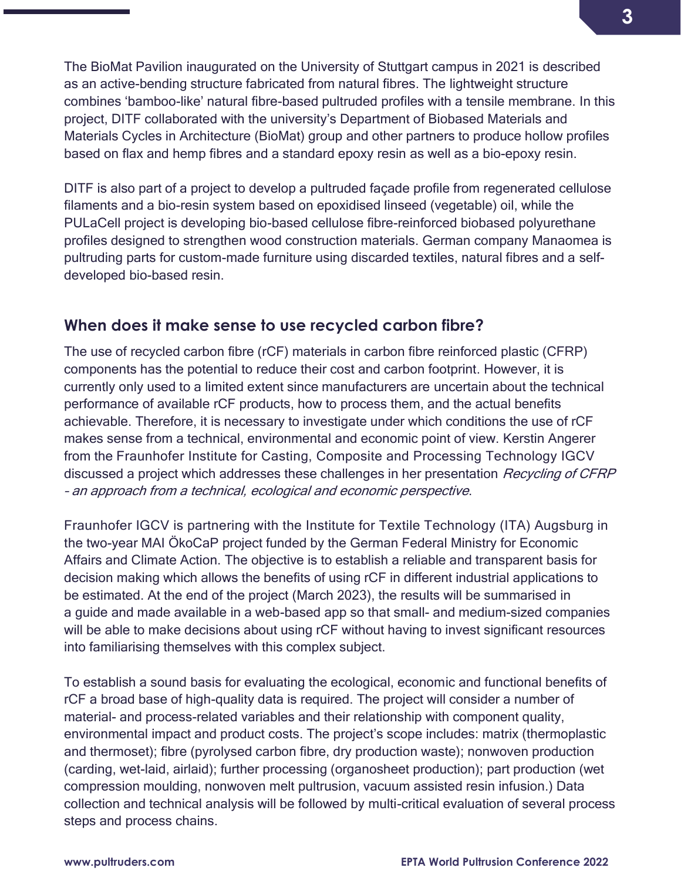The BioMat Pavilion inaugurated on the University of Stuttgart campus in 2021 is described as an active-bending structure fabricated from natural fibres. The lightweight structure combines 'bamboo-like' natural fibre-based pultruded profiles with a tensile membrane. In this project, DITF collaborated with the university's Department of Biobased Materials and Materials Cycles in Architecture (BioMat) group and other partners to produce hollow profiles based on flax and hemp fibres and a standard epoxy resin as well as a bio-epoxy resin.

DITF is also part of a project to develop a pultruded façade profile from regenerated cellulose filaments and a bio-resin system based on epoxidised linseed (vegetable) oil, while the PULaCell project is developing bio-based cellulose fibre-reinforced biobased polyurethane profiles designed to strengthen wood construction materials. German company Manaomea is pultruding parts for custom-made furniture using discarded textiles, natural fibres and a self-developed bio-based resin.

## When does it make sense to use recycled carbon fibre?

The use of recycled carbon fibre (rCF) materials in carbon fibre reinforced plastic (CFRP) components has the potential to reduce their cost and carbon footprint. However, it is currently only used to a limited extent since manufacturers are uncertain about the technical performance of available rCF products, how to process them, and the actual benefits achievable. Therefore, it is necessary to investigate under which conditions the use of rCF makes sense from a technical, environmental and economic point of view. Kerstin Angerer from the Fraunhofer Institute for Casting, Composite and Processing Technology IGCV discussed a project which addresses these challenges in her presentation *Recycling of CFRP – an approach from a technical, ecological and economic perspective*.

Fraunhofer IGCV is partnering with the Institute for Textile Technology (ITA) Augsburg in the two-year MAI ÖkoCaP project funded by the German Federal Ministry for Economic Affairs and Climate Action. The objective is to establish a reliable and transparent basis for decision making which allows the benefits of using rCF in different industrial applications to be estimated. At the end of the project (March 2023), the results will be summarised in a guide and made available in a web-based app so that small- and medium-sized companies will be able to make decisions about using rCF without having to invest significant resources into familiarising themselves with this complex subject.

To establish a sound basis for evaluating the ecological, economic and functional benefits of rCF a broad base of high-quality data is required. The project will consider a number of material- and process-related variables and their relationship with component quality, environmental impact and product costs. The project's scope includes: matrix (thermoplastic and thermoset); fibre (pyrolysed carbon fibre, dry production waste); nonwoven production (carding, wet-laid, airlaid); further processing (organosheet production); part production (wet compression moulding, nonwoven melt pultrusion, vacuum assisted resin infusion.) Data collection and technical analysis will be followed by multi-critical evaluation of several process steps and process chains.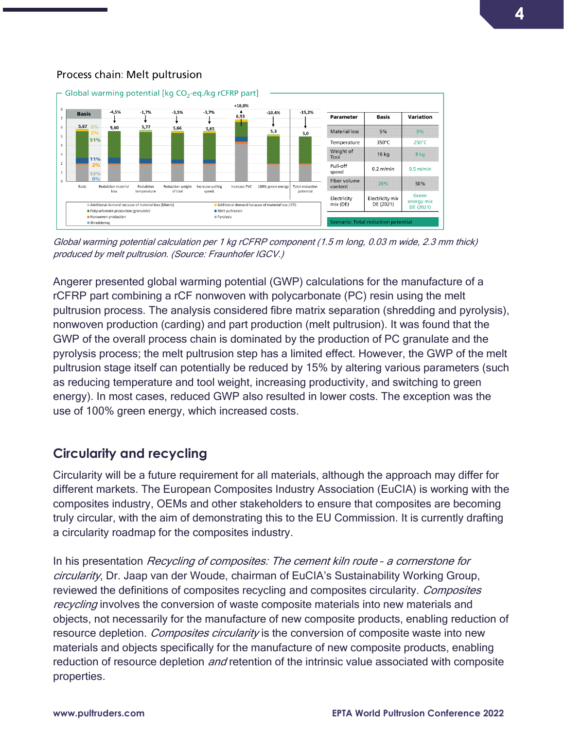Process chain: Melt pultrusion

Global warming potential [kg $CO_2$-eq./kg rCFRP part]

| Parameter | Basis | Variation |
|---|---|---|
| Material loss | 5% | 0% |
| Temperature | 350°C | 250°C |
| Weight of Tool | 16 kg | 8 kg |
| Pull-off speed | 0.2 m/min | 0.5 m/min |
| Fiber volume content | 20% | 50% |
| Electricity mix (DE) | Electricity mix DE (2021) | Green energy mix DE (2021) |

Szenario: Total reduction potential

*Global warming potential calculation per 1 kg rCFRP component (1.5 m long, 0.03 m wide, 2.3 mm thick) produced by melt pultrusion. (Source: Fraunhofer IGCV.)*

Angerer presented global warming potential (GWP) calculations for the manufacture of a rCFRP part combining a rCF nonwoven with polycarbonate (PC) resin using the melt pultrusion process. The analysis considered fibre matrix separation (shredding and pyrolysis), nonwoven production (carding) and part production (melt pultrusion). It was found that the GWP of the overall process chain is dominated by the production of PC granulate and the pyrolysis process; the melt pultrusion step has a limited effect. However, the GWP of the melt pultrusion stage itself can potentially be reduced by 15% by altering various parameters (such as reducing temperature and tool weight, increasing productivity, and switching to green energy). In most cases, reduced GWP also resulted in lower costs. The exception was the use of 100% green energy, which increased costs.

## Circularity and recycling

Circularity will be a future requirement for all materials, although the approach may differ for different markets. The European Composites Industry Association (EuCIA) is working with the composites industry, OEMs and other stakeholders to ensure that composites are becoming truly circular, with the aim of demonstrating this to the EU Commission. It is currently drafting a circularity roadmap for the composites industry.

In his presentation *Recycling of composites: The cement kiln route - a cornerstone for circularity*, Dr. Jaap van der Woude, chairman of EuCIA's Sustainability Working Group, reviewed the definitions of composites recycling and composites circularity. *Composites recycling* involves the conversion of waste composite materials into new materials and objects, not necessarily for the manufacture of new composite products, enabling reduction of resource depletion. *Composites circularity* is the conversion of composite waste into new materials and objects specifically for the manufacture of new composite products, enabling reduction of resource depletion *and* retention of the intrinsic value associated with composite properties.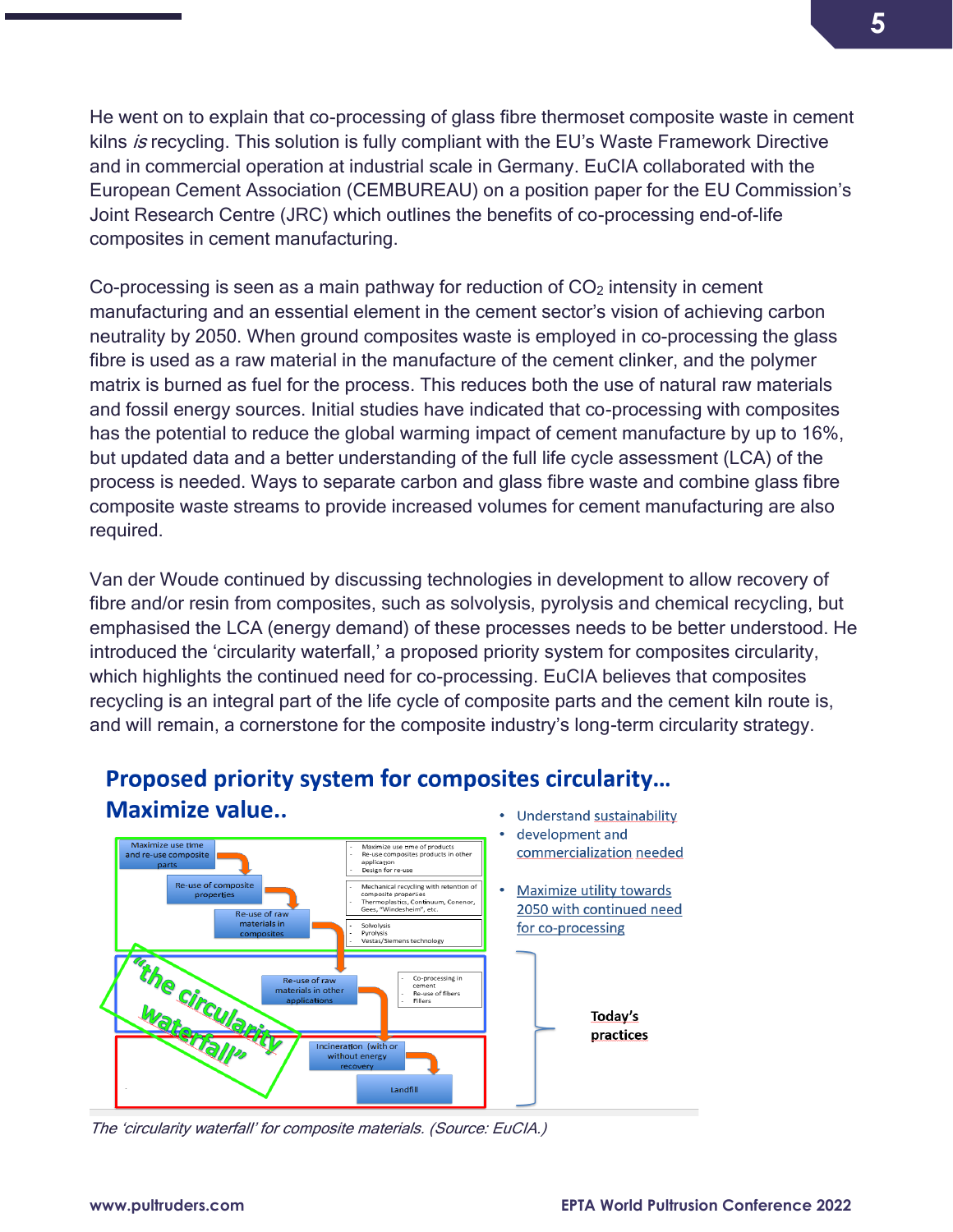He went on to explain that co-processing of glass fibre thermoset composite waste in cement kilns *is* recycling. This solution is fully compliant with the EU's Waste Framework Directive and in commercial operation at industrial scale in Germany. EuCIA collaborated with the European Cement Association (CEMBUREAU) on a position paper for the EU Commission's Joint Research Centre (JRC) which outlines the benefits of co-processing end-of-life composites in cement manufacturing.

Co-processing is seen as a main pathway for reduction of $CO_2$ intensity in cement manufacturing and an essential element in the cement sector's vision of achieving carbon neutrality by 2050. When ground composites waste is employed in co-processing the glass fibre is used as a raw material in the manufacture of the cement clinker, and the polymer matrix is burned as fuel for the process. This reduces both the use of natural raw materials and fossil energy sources. Initial studies have indicated that co-processing with composites has the potential to reduce the global warming impact of cement manufacture by up to 16%, but updated data and a better understanding of the full life cycle assessment (LCA) of the process is needed. Ways to separate carbon and glass fibre waste and combine glass fibre composite waste streams to provide increased volumes for cement manufacturing are also required.

Van der Woude continued by discussing technologies in development to allow recovery of fibre and/or resin from composites, such as solvolysis, pyrolysis and chemical recycling, but emphasised the LCA (energy demand) of these processes needs to be better understood. He introduced the 'circularity waterfall,' a proposed priority system for composites circularity, which highlights the continued need for co-processing. EuCIA believes that composites recycling is an integral part of the life cycle of composite parts and the cement kiln route is, and will remain, a cornerstone for the composite industry's long-term circularity strategy.

**Proposed priority system for composites circularity… Maximize value..**

- Maximize use time and re-use composite parts
  - Maximize use time of products
  - Re-use composites products in other application
  - Design for re-use
- Re-use of composite properties
  - Mechanical recycling with retention of composite properties
  - Thermoplastics, Continuum, Conenor, Gees, "Windesheim", etc.
- Re-use of raw materials in composites
  - Solvolysis
  - Pyrolysis
  - Vestas/Siemens technology
- Re-use of raw materials in other applications
  - Co-processing in cement
  - Re-use of fibers
  - Fillers
- Incineration (with or without energy recovery)
- Landfill

"the circularity waterfall"

- Understand sustainability
- development and commercialization needed
- Maximize utility towards 2050 with continued need for co-processing

Today's practices

*The 'circularity waterfall' for composite materials. (Source: EuCIA.)*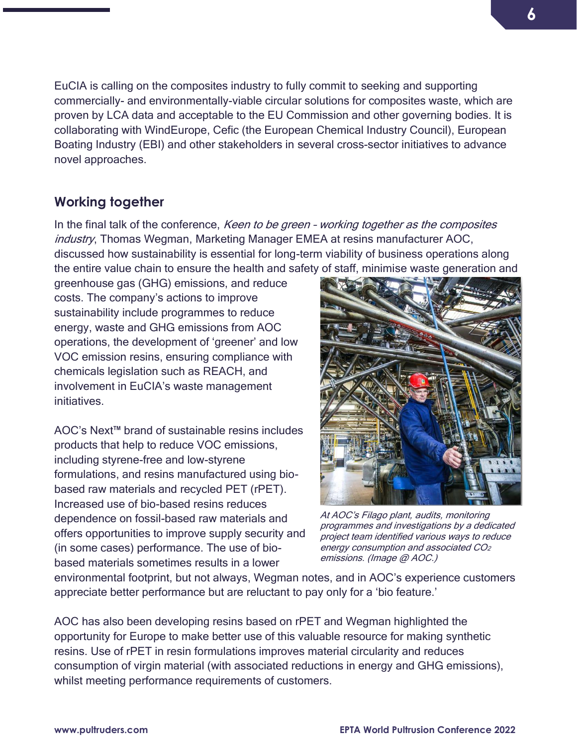EuCIA is calling on the composites industry to fully commit to seeking and supporting commercially- and environmentally-viable circular solutions for composites waste, which are proven by LCA data and acceptable to the EU Commission and other governing bodies. It is collaborating with WindEurope, Cefic (the European Chemical Industry Council), European Boating Industry (EBI) and other stakeholders in several cross-sector initiatives to advance novel approaches.

## Working together

In the final talk of the conference, *Keen to be green – working together as the composites industry*, Thomas Wegman, Marketing Manager EMEA at resins manufacturer AOC, discussed how sustainability is essential for long-term viability of business operations along the entire value chain to ensure the health and safety of staff, minimise waste generation and greenhouse gas (GHG) emissions, and reduce costs. The company's actions to improve sustainability include programmes to reduce energy, waste and GHG emissions from AOC operations, the development of 'greener' and low VOC emission resins, ensuring compliance with chemicals legislation such as REACH, and involvement in EuCIA's waste management initiatives.

AOC's Next™ brand of sustainable resins includes products that help to reduce VOC emissions, including styrene-free and low-styrene formulations, and resins manufactured using bio-based raw materials and recycled PET (rPET). Increased use of bio-based resins reduces dependence on fossil-based raw materials and offers opportunities to improve supply security and (in some cases) performance. The use of bio-based materials sometimes results in a lower environmental footprint, but not always, Wegman notes, and in AOC's experience customers appreciate better performance but are reluctant to pay only for a 'bio feature.'

*At AOC's Filago plant, audits, monitoring programmes and investigations by a dedicated project team identified various ways to reduce energy consumption and associated $CO_2$ emissions. (Image @ AOC.)*

AOC has also been developing resins based on rPET and Wegman highlighted the opportunity for Europe to make better use of this valuable resource for making synthetic resins. Use of rPET in resin formulations improves material circularity and reduces consumption of virgin material (with associated reductions in energy and GHG emissions), whilst meeting performance requirements of customers.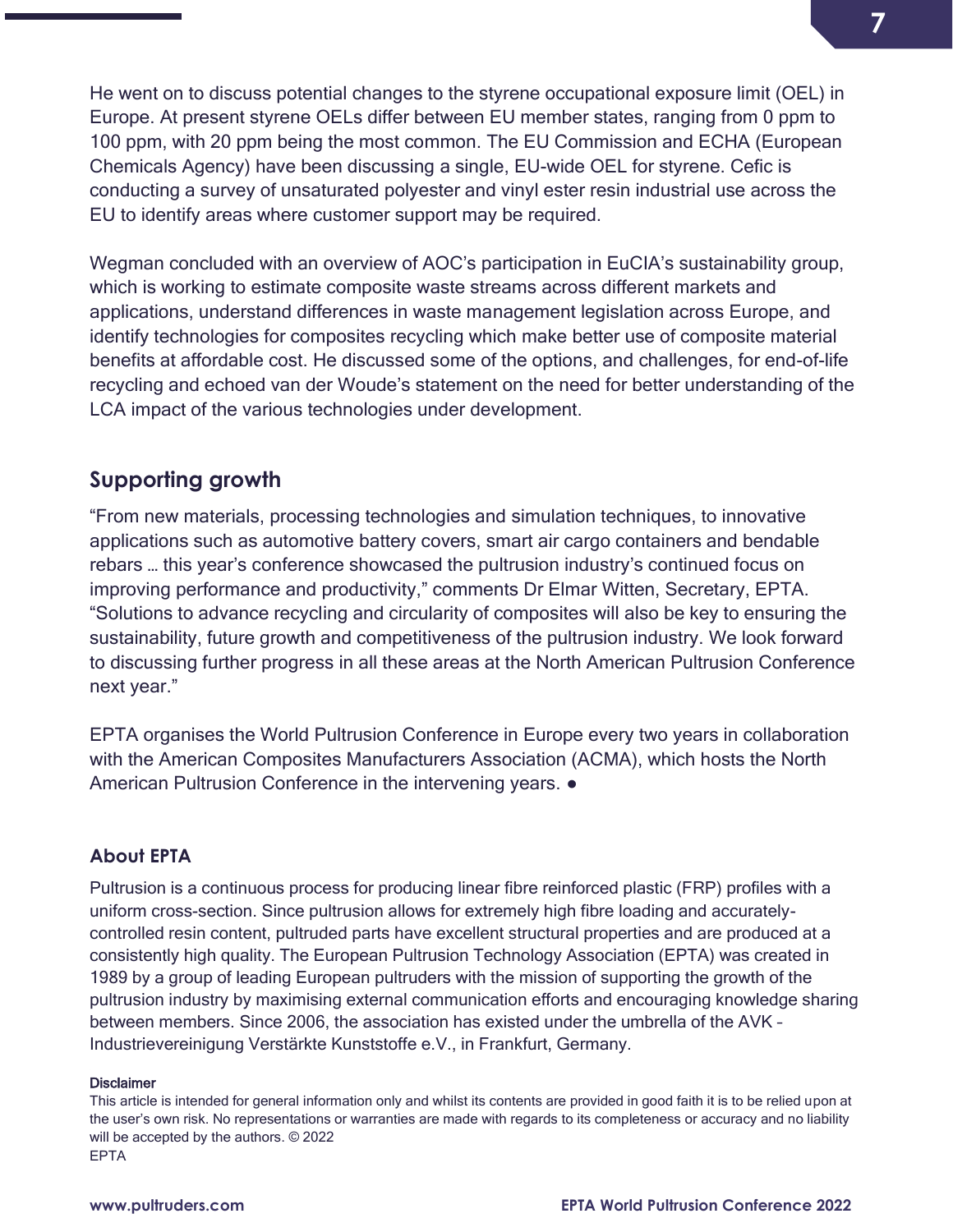He went on to discuss potential changes to the styrene occupational exposure limit (OEL) in Europe. At present styrene OELs differ between EU member states, ranging from 0 ppm to 100 ppm, with 20 ppm being the most common. The EU Commission and ECHA (European Chemicals Agency) have been discussing a single, EU-wide OEL for styrene. Cefic is conducting a survey of unsaturated polyester and vinyl ester resin industrial use across the EU to identify areas where customer support may be required.

Wegman concluded with an overview of AOC's participation in EuCIA's sustainability group, which is working to estimate composite waste streams across different markets and applications, understand differences in waste management legislation across Europe, and identify technologies for composites recycling which make better use of composite material benefits at affordable cost. He discussed some of the options, and challenges, for end-of-life recycling and echoed van der Woude's statement on the need for better understanding of the LCA impact of the various technologies under development.

## Supporting growth

"From new materials, processing technologies and simulation techniques, to innovative applications such as automotive battery covers, smart air cargo containers and bendable rebars … this year's conference showcased the pultrusion industry's continued focus on improving performance and productivity," comments Dr Elmar Witten, Secretary, EPTA. "Solutions to advance recycling and circularity of composites will also be key to ensuring the sustainability, future growth and competitiveness of the pultrusion industry. We look forward to discussing further progress in all these areas at the North American Pultrusion Conference next year."

EPTA organises the World Pultrusion Conference in Europe every two years in collaboration with the American Composites Manufacturers Association (ACMA), which hosts the North American Pultrusion Conference in the intervening years. ●

### About EPTA

Pultrusion is a continuous process for producing linear fibre reinforced plastic (FRP) profiles with a uniform cross-section. Since pultrusion allows for extremely high fibre loading and accurately-controlled resin content, pultruded parts have excellent structural properties and are produced at a consistently high quality. The European Pultrusion Technology Association (EPTA) was created in 1989 by a group of leading European pultruders with the mission of supporting the growth of the pultrusion industry by maximising external communication efforts and encouraging knowledge sharing between members. Since 2006, the association has existed under the umbrella of the AVK – Industrievereinigung Verstärkte Kunststoffe e.V., in Frankfurt, Germany.

Disclaimer

This article is intended for general information only and whilst its contents are provided in good faith it is to be relied upon at the user's own risk. No representations or warranties are made with regards to its completeness or accuracy and no liability will be accepted by the authors. © 2022 EPTA